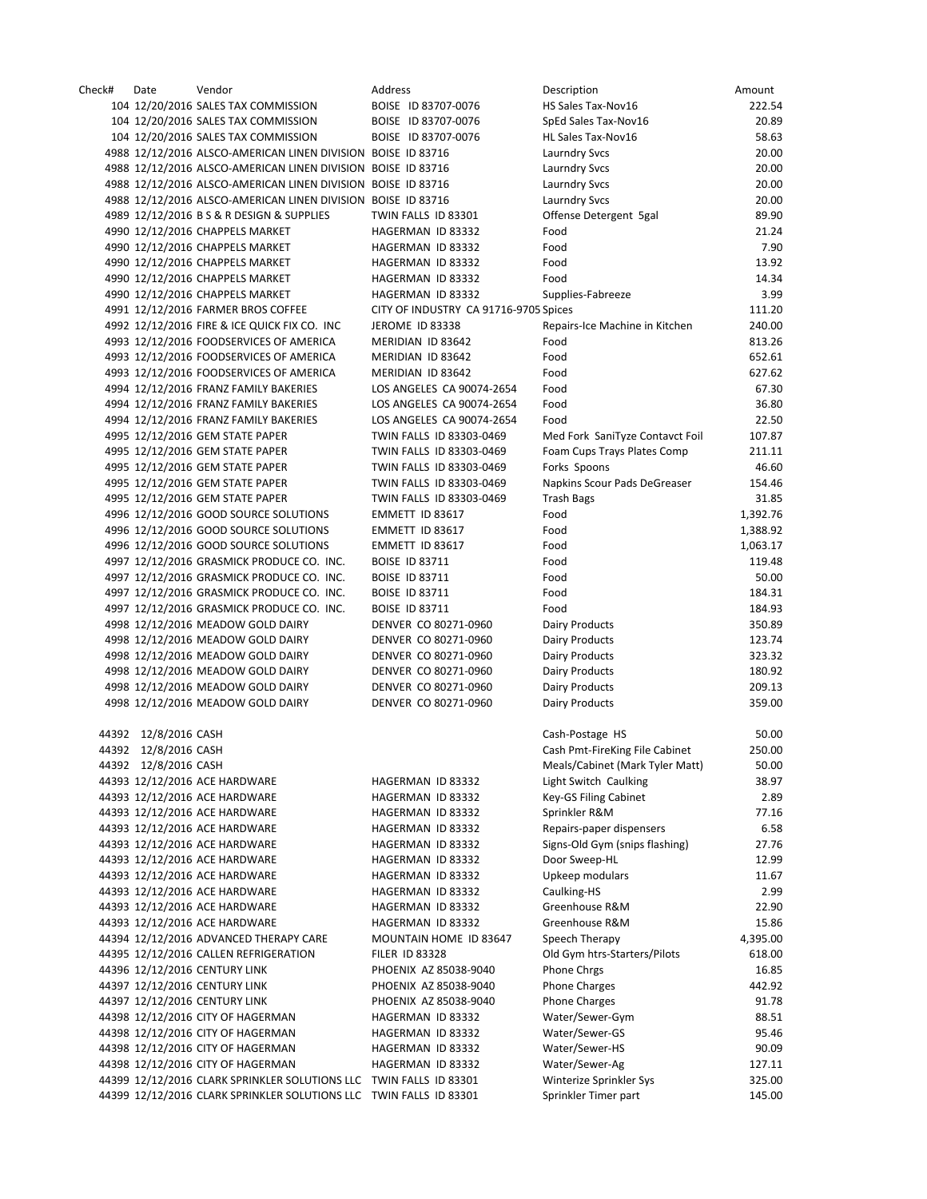| Check# | Date | Vendor | Address | Description | Amount |
|---|---|---|---|---|---|
| 104 | 12/20/2016 | SALES TAX COMMISSION | BOISE ID 83707-0076 | HS Sales Tax-Nov16 | 222.54 |
| 104 | 12/20/2016 | SALES TAX COMMISSION | BOISE ID 83707-0076 | SpEd Sales Tax-Nov16 | 20.89 |
| 104 | 12/20/2016 | SALES TAX COMMISSION | BOISE ID 83707-0076 | HL Sales Tax-Nov16 | 58.63 |
| 4988 | 12/12/2016 | ALSCO-AMERICAN LINEN DIVISION | BOISE ID 83716 | Laurndry Svcs | 20.00 |
| 4988 | 12/12/2016 | ALSCO-AMERICAN LINEN DIVISION | BOISE ID 83716 | Laurndry Svcs | 20.00 |
| 4988 | 12/12/2016 | ALSCO-AMERICAN LINEN DIVISION | BOISE ID 83716 | Laurndry Svcs | 20.00 |
| 4988 | 12/12/2016 | ALSCO-AMERICAN LINEN DIVISION | BOISE ID 83716 | Laurndry Svcs | 20.00 |
| 4989 | 12/12/2016 | B S & R DESIGN & SUPPLIES | TWIN FALLS ID 83301 | Offense Detergent 5gal | 89.90 |
| 4990 | 12/12/2016 | CHAPPELS MARKET | HAGERMAN ID 83332 | Food | 21.24 |
| 4990 | 12/12/2016 | CHAPPELS MARKET | HAGERMAN ID 83332 | Food | 7.90 |
| 4990 | 12/12/2016 | CHAPPELS MARKET | HAGERMAN ID 83332 | Food | 13.92 |
| 4990 | 12/12/2016 | CHAPPELS MARKET | HAGERMAN ID 83332 | Food | 14.34 |
| 4990 | 12/12/2016 | CHAPPELS MARKET | HAGERMAN ID 83332 | Supplies-Fabreeze | 3.99 |
| 4991 | 12/12/2016 | FARMER BROS COFFEE | CITY OF INDUSTRY CA 91716-9705 | Spices | 111.20 |
| 4992 | 12/12/2016 | FIRE & ICE QUICK FIX CO. INC | JEROME ID 83338 | Repairs-Ice Machine in Kitchen | 240.00 |
| 4993 | 12/12/2016 | FOODSERVICES OF AMERICA | MERIDIAN ID 83642 | Food | 813.26 |
| 4993 | 12/12/2016 | FOODSERVICES OF AMERICA | MERIDIAN ID 83642 | Food | 652.61 |
| 4993 | 12/12/2016 | FOODSERVICES OF AMERICA | MERIDIAN ID 83642 | Food | 627.62 |
| 4994 | 12/12/2016 | FRANZ FAMILY BAKERIES | LOS ANGELES CA 90074-2654 | Food | 67.30 |
| 4994 | 12/12/2016 | FRANZ FAMILY BAKERIES | LOS ANGELES CA 90074-2654 | Food | 36.80 |
| 4994 | 12/12/2016 | FRANZ FAMILY BAKERIES | LOS ANGELES CA 90074-2654 | Food | 22.50 |
| 4995 | 12/12/2016 | GEM STATE PAPER | TWIN FALLS ID 83303-0469 | Med Fork SaniTyze Contavct Foil | 107.87 |
| 4995 | 12/12/2016 | GEM STATE PAPER | TWIN FALLS ID 83303-0469 | Foam Cups Trays Plates Comp | 211.11 |
| 4995 | 12/12/2016 | GEM STATE PAPER | TWIN FALLS ID 83303-0469 | Forks Spoons | 46.60 |
| 4995 | 12/12/2016 | GEM STATE PAPER | TWIN FALLS ID 83303-0469 | Napkins Scour Pads DeGreaser | 154.46 |
| 4995 | 12/12/2016 | GEM STATE PAPER | TWIN FALLS ID 83303-0469 | Trash Bags | 31.85 |
| 4996 | 12/12/2016 | GOOD SOURCE SOLUTIONS | EMMETT ID 83617 | Food | 1,392.76 |
| 4996 | 12/12/2016 | GOOD SOURCE SOLUTIONS | EMMETT ID 83617 | Food | 1,388.92 |
| 4996 | 12/12/2016 | GOOD SOURCE SOLUTIONS | EMMETT ID 83617 | Food | 1,063.17 |
| 4997 | 12/12/2016 | GRASMICK PRODUCE CO. INC. | BOISE ID 83711 | Food | 119.48 |
| 4997 | 12/12/2016 | GRASMICK PRODUCE CO. INC. | BOISE ID 83711 | Food | 50.00 |
| 4997 | 12/12/2016 | GRASMICK PRODUCE CO. INC. | BOISE ID 83711 | Food | 184.31 |
| 4997 | 12/12/2016 | GRASMICK PRODUCE CO. INC. | BOISE ID 83711 | Food | 184.93 |
| 4998 | 12/12/2016 | MEADOW GOLD DAIRY | DENVER CO 80271-0960 | Dairy Products | 350.89 |
| 4998 | 12/12/2016 | MEADOW GOLD DAIRY | DENVER CO 80271-0960 | Dairy Products | 123.74 |
| 4998 | 12/12/2016 | MEADOW GOLD DAIRY | DENVER CO 80271-0960 | Dairy Products | 323.32 |
| 4998 | 12/12/2016 | MEADOW GOLD DAIRY | DENVER CO 80271-0960 | Dairy Products | 180.92 |
| 4998 | 12/12/2016 | MEADOW GOLD DAIRY | DENVER CO 80271-0960 | Dairy Products | 209.13 |
| 4998 | 12/12/2016 | MEADOW GOLD DAIRY | DENVER CO 80271-0960 | Dairy Products | 359.00 |
| 44392 | 12/8/2016 | CASH | | Cash-Postage HS | 50.00 |
| 44392 | 12/8/2016 | CASH | | Cash Pmt-FireKing File Cabinet | 250.00 |
| 44392 | 12/8/2016 | CASH | | Meals/Cabinet (Mark Tyler Matt) | 50.00 |
| 44393 | 12/12/2016 | ACE HARDWARE | HAGERMAN ID 83332 | Light Switch Caulking | 38.97 |
| 44393 | 12/12/2016 | ACE HARDWARE | HAGERMAN ID 83332 | Key-GS Filing Cabinet | 2.89 |
| 44393 | 12/12/2016 | ACE HARDWARE | HAGERMAN ID 83332 | Sprinkler R&M | 77.16 |
| 44393 | 12/12/2016 | ACE HARDWARE | HAGERMAN ID 83332 | Repairs-paper dispensers | 6.58 |
| 44393 | 12/12/2016 | ACE HARDWARE | HAGERMAN ID 83332 | Signs-Old Gym (snips flashing) | 27.76 |
| 44393 | 12/12/2016 | ACE HARDWARE | HAGERMAN ID 83332 | Door Sweep-HL | 12.99 |
| 44393 | 12/12/2016 | ACE HARDWARE | HAGERMAN ID 83332 | Upkeep modulars | 11.67 |
| 44393 | 12/12/2016 | ACE HARDWARE | HAGERMAN ID 83332 | Caulking-HS | 2.99 |
| 44393 | 12/12/2016 | ACE HARDWARE | HAGERMAN ID 83332 | Greenhouse R&M | 22.90 |
| 44393 | 12/12/2016 | ACE HARDWARE | HAGERMAN ID 83332 | Greenhouse R&M | 15.86 |
| 44394 | 12/12/2016 | ADVANCED THERAPY CARE | MOUNTAIN HOME ID 83647 | Speech Therapy | 4,395.00 |
| 44395 | 12/12/2016 | CALLEN REFRIGERATION | FILER ID 83328 | Old Gym htrs-Starters/Pilots | 618.00 |
| 44396 | 12/12/2016 | CENTURY LINK | PHOENIX AZ 85038-9040 | Phone Chrgs | 16.85 |
| 44397 | 12/12/2016 | CENTURY LINK | PHOENIX AZ 85038-9040 | Phone Charges | 442.92 |
| 44397 | 12/12/2016 | CENTURY LINK | PHOENIX AZ 85038-9040 | Phone Charges | 91.78 |
| 44398 | 12/12/2016 | CITY OF HAGERMAN | HAGERMAN ID 83332 | Water/Sewer-Gym | 88.51 |
| 44398 | 12/12/2016 | CITY OF HAGERMAN | HAGERMAN ID 83332 | Water/Sewer-GS | 95.46 |
| 44398 | 12/12/2016 | CITY OF HAGERMAN | HAGERMAN ID 83332 | Water/Sewer-HS | 90.09 |
| 44398 | 12/12/2016 | CITY OF HAGERMAN | HAGERMAN ID 83332 | Water/Sewer-Ag | 127.11 |
| 44399 | 12/12/2016 | CLARK SPRINKLER SOLUTIONS LLC | TWIN FALLS ID 83301 | Winterize Sprinkler Sys | 325.00 |
| 44399 | 12/12/2016 | CLARK SPRINKLER SOLUTIONS LLC | TWIN FALLS ID 83301 | Sprinkler Timer part | 145.00 |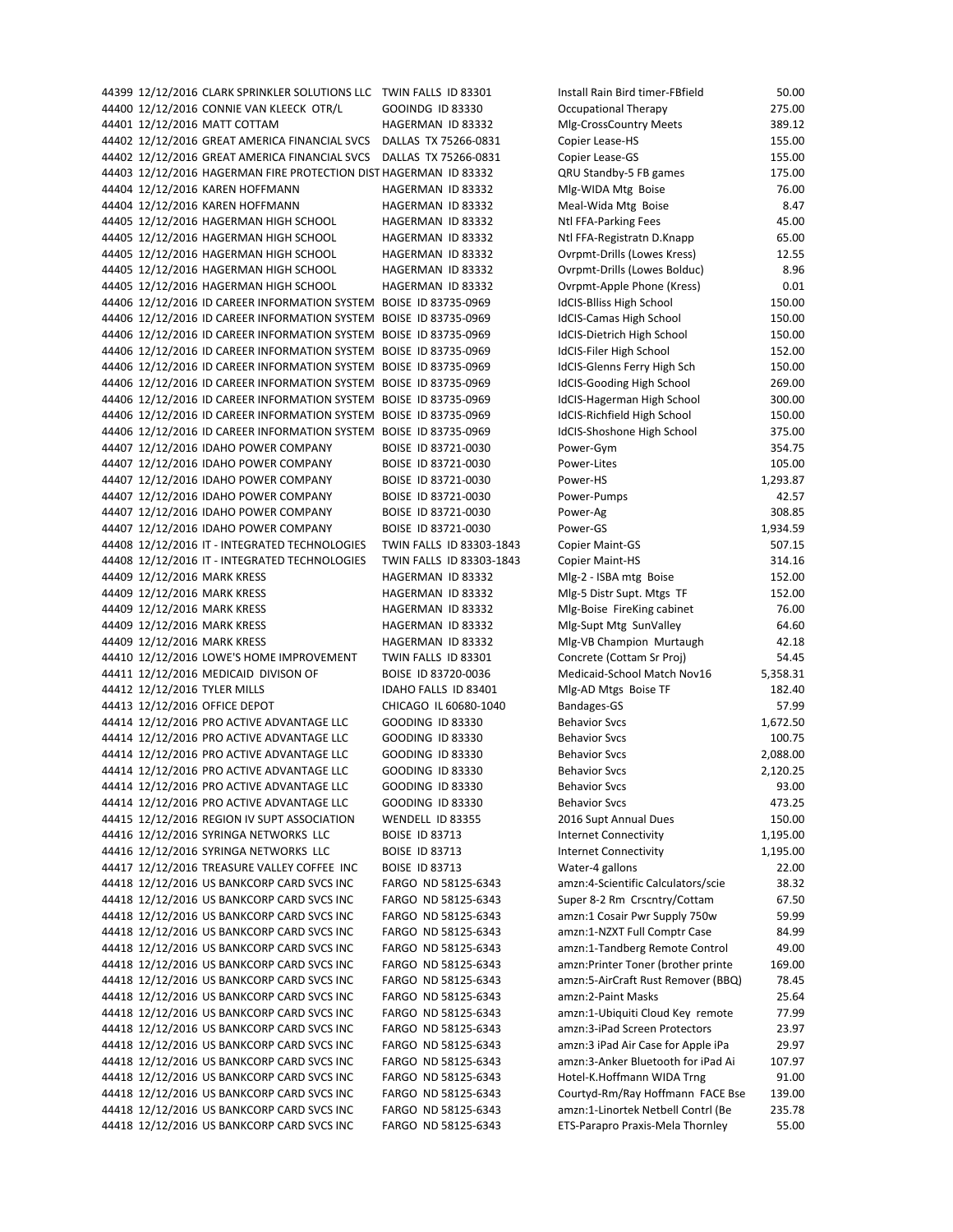| | | | | | |
|---|---|---|---|---|---|
| 44399 | 12/12/2016 | CLARK SPRINKLER SOLUTIONS LLC | TWIN FALLS ID 83301 | Install Rain Bird timer-FBfield | 50.00 |
| 44400 | 12/12/2016 | CONNIE VAN KLEECK OTR/L | GOOINDG ID 83330 | Occupational Therapy | 275.00 |
| 44401 | 12/12/2016 | MATT COTTAM | HAGERMAN ID 83332 | Mlg-CrossCountry Meets | 389.12 |
| 44402 | 12/12/2016 | GREAT AMERICA FINANCIAL SVCS | DALLAS TX 75266-0831 | Copier Lease-HS | 155.00 |
| 44402 | 12/12/2016 | GREAT AMERICA FINANCIAL SVCS | DALLAS TX 75266-0831 | Copier Lease-GS | 155.00 |
| 44403 | 12/12/2016 | HAGERMAN FIRE PROTECTION DIST | HAGERMAN ID 83332 | QRU Standby-5 FB games | 175.00 |
| 44404 | 12/12/2016 | KAREN HOFFMANN | HAGERMAN ID 83332 | Mlg-WIDA Mtg Boise | 76.00 |
| 44404 | 12/12/2016 | KAREN HOFFMANN | HAGERMAN ID 83332 | Meal-Wida Mtg Boise | 8.47 |
| 44405 | 12/12/2016 | HAGERMAN HIGH SCHOOL | HAGERMAN ID 83332 | Ntl FFA-Parking Fees | 45.00 |
| 44405 | 12/12/2016 | HAGERMAN HIGH SCHOOL | HAGERMAN ID 83332 | Ntl FFA-Registratn D.Knapp | 65.00 |
| 44405 | 12/12/2016 | HAGERMAN HIGH SCHOOL | HAGERMAN ID 83332 | Ovrpmt-Drills (Lowes Kress) | 12.55 |
| 44405 | 12/12/2016 | HAGERMAN HIGH SCHOOL | HAGERMAN ID 83332 | Ovrpmt-Drills (Lowes Bolduc) | 8.96 |
| 44405 | 12/12/2016 | HAGERMAN HIGH SCHOOL | HAGERMAN ID 83332 | Ovrpmt-Apple Phone (Kress) | 0.01 |
| 44406 | 12/12/2016 | ID CAREER INFORMATION SYSTEM | BOISE ID 83735-0969 | IdCIS-Blliss High School | 150.00 |
| 44406 | 12/12/2016 | ID CAREER INFORMATION SYSTEM | BOISE ID 83735-0969 | IdCIS-Camas High School | 150.00 |
| 44406 | 12/12/2016 | ID CAREER INFORMATION SYSTEM | BOISE ID 83735-0969 | IdCIS-Dietrich High School | 150.00 |
| 44406 | 12/12/2016 | ID CAREER INFORMATION SYSTEM | BOISE ID 83735-0969 | IdCIS-Filer High School | 152.00 |
| 44406 | 12/12/2016 | ID CAREER INFORMATION SYSTEM | BOISE ID 83735-0969 | IdCIS-Glenns Ferry High Sch | 150.00 |
| 44406 | 12/12/2016 | ID CAREER INFORMATION SYSTEM | BOISE ID 83735-0969 | IdCIS-Gooding High School | 269.00 |
| 44406 | 12/12/2016 | ID CAREER INFORMATION SYSTEM | BOISE ID 83735-0969 | IdCIS-Hagerman High School | 300.00 |
| 44406 | 12/12/2016 | ID CAREER INFORMATION SYSTEM | BOISE ID 83735-0969 | IdCIS-Richfield High School | 150.00 |
| 44406 | 12/12/2016 | ID CAREER INFORMATION SYSTEM | BOISE ID 83735-0969 | IdCIS-Shoshone High School | 375.00 |
| 44407 | 12/12/2016 | IDAHO POWER COMPANY | BOISE ID 83721-0030 | Power-Gym | 354.75 |
| 44407 | 12/12/2016 | IDAHO POWER COMPANY | BOISE ID 83721-0030 | Power-Lites | 105.00 |
| 44407 | 12/12/2016 | IDAHO POWER COMPANY | BOISE ID 83721-0030 | Power-HS | 1,293.87 |
| 44407 | 12/12/2016 | IDAHO POWER COMPANY | BOISE ID 83721-0030 | Power-Pumps | 42.57 |
| 44407 | 12/12/2016 | IDAHO POWER COMPANY | BOISE ID 83721-0030 | Power-Ag | 308.85 |
| 44407 | 12/12/2016 | IDAHO POWER COMPANY | BOISE ID 83721-0030 | Power-GS | 1,934.59 |
| 44408 | 12/12/2016 | IT - INTEGRATED TECHNOLOGIES | TWIN FALLS ID 83303-1843 | Copier Maint-GS | 507.15 |
| 44408 | 12/12/2016 | IT - INTEGRATED TECHNOLOGIES | TWIN FALLS ID 83303-1843 | Copier Maint-HS | 314.16 |
| 44409 | 12/12/2016 | MARK KRESS | HAGERMAN ID 83332 | Mlg-2 - ISBA mtg Boise | 152.00 |
| 44409 | 12/12/2016 | MARK KRESS | HAGERMAN ID 83332 | Mlg-5 Distr Supt. Mtgs TF | 152.00 |
| 44409 | 12/12/2016 | MARK KRESS | HAGERMAN ID 83332 | Mlg-Boise FireKing cabinet | 76.00 |
| 44409 | 12/12/2016 | MARK KRESS | HAGERMAN ID 83332 | Mlg-Supt Mtg SunValley | 64.60 |
| 44409 | 12/12/2016 | MARK KRESS | HAGERMAN ID 83332 | Mlg-VB Champion Murtaugh | 42.18 |
| 44410 | 12/12/2016 | LOWE'S HOME IMPROVEMENT | TWIN FALLS ID 83301 | Concrete (Cottam Sr Proj) | 54.45 |
| 44411 | 12/12/2016 | MEDICAID DIVISON OF | BOISE ID 83720-0036 | Medicaid-School Match Nov16 | 5,358.31 |
| 44412 | 12/12/2016 | TYLER MILLS | IDAHO FALLS ID 83401 | Mlg-AD Mtgs Boise TF | 182.40 |
| 44413 | 12/12/2016 | OFFICE DEPOT | CHICAGO IL 60680-1040 | Bandages-GS | 57.99 |
| 44414 | 12/12/2016 | PRO ACTIVE ADVANTAGE LLC | GOODING ID 83330 | Behavior Svcs | 1,672.50 |
| 44414 | 12/12/2016 | PRO ACTIVE ADVANTAGE LLC | GOODING ID 83330 | Behavior Svcs | 100.75 |
| 44414 | 12/12/2016 | PRO ACTIVE ADVANTAGE LLC | GOODING ID 83330 | Behavior Svcs | 2,088.00 |
| 44414 | 12/12/2016 | PRO ACTIVE ADVANTAGE LLC | GOODING ID 83330 | Behavior Svcs | 2,120.25 |
| 44414 | 12/12/2016 | PRO ACTIVE ADVANTAGE LLC | GOODING ID 83330 | Behavior Svcs | 93.00 |
| 44414 | 12/12/2016 | PRO ACTIVE ADVANTAGE LLC | GOODING ID 83330 | Behavior Svcs | 473.25 |
| 44415 | 12/12/2016 | REGION IV SUPT ASSOCIATION | WENDELL ID 83355 | 2016 Supt Annual Dues | 150.00 |
| 44416 | 12/12/2016 | SYRINGA NETWORKS LLC | BOISE ID 83713 | Internet Connectivity | 1,195.00 |
| 44416 | 12/12/2016 | SYRINGA NETWORKS LLC | BOISE ID 83713 | Internet Connectivity | 1,195.00 |
| 44417 | 12/12/2016 | TREASURE VALLEY COFFEE INC | BOISE ID 83713 | Water-4 gallons | 22.00 |
| 44418 | 12/12/2016 | US BANKCORP CARD SVCS INC | FARGO ND 58125-6343 | amzn:4-Scientific Calculators/scie | 38.32 |
| 44418 | 12/12/2016 | US BANKCORP CARD SVCS INC | FARGO ND 58125-6343 | Super 8-2 Rm Crscntry/Cottam | 67.50 |
| 44418 | 12/12/2016 | US BANKCORP CARD SVCS INC | FARGO ND 58125-6343 | amzn:1 Cosair Pwr Supply 750w | 59.99 |
| 44418 | 12/12/2016 | US BANKCORP CARD SVCS INC | FARGO ND 58125-6343 | amzn:1-NZXT Full Comptr Case | 84.99 |
| 44418 | 12/12/2016 | US BANKCORP CARD SVCS INC | FARGO ND 58125-6343 | amzn:1-Tandberg Remote Control | 49.00 |
| 44418 | 12/12/2016 | US BANKCORP CARD SVCS INC | FARGO ND 58125-6343 | amzn:Printer Toner (brother printe | 169.00 |
| 44418 | 12/12/2016 | US BANKCORP CARD SVCS INC | FARGO ND 58125-6343 | amzn:5-AirCraft Rust Remover (BBQ) | 78.45 |
| 44418 | 12/12/2016 | US BANKCORP CARD SVCS INC | FARGO ND 58125-6343 | amzn:2-Paint Masks | 25.64 |
| 44418 | 12/12/2016 | US BANKCORP CARD SVCS INC | FARGO ND 58125-6343 | amzn:1-Ubiquiti Cloud Key remote | 77.99 |
| 44418 | 12/12/2016 | US BANKCORP CARD SVCS INC | FARGO ND 58125-6343 | amzn:3-iPad Screen Protectors | 23.97 |
| 44418 | 12/12/2016 | US BANKCORP CARD SVCS INC | FARGO ND 58125-6343 | amzn:3 iPad Air Case for Apple iPa | 29.97 |
| 44418 | 12/12/2016 | US BANKCORP CARD SVCS INC | FARGO ND 58125-6343 | amzn:3-Anker Bluetooth for iPad Ai | 107.97 |
| 44418 | 12/12/2016 | US BANKCORP CARD SVCS INC | FARGO ND 58125-6343 | Hotel-K.Hoffmann WIDA Trng | 91.00 |
| 44418 | 12/12/2016 | US BANKCORP CARD SVCS INC | FARGO ND 58125-6343 | Courtyd-Rm/Ray Hoffmann FACE Bse | 139.00 |
| 44418 | 12/12/2016 | US BANKCORP CARD SVCS INC | FARGO ND 58125-6343 | amzn:1-Linortek Netbell Contrl (Be | 235.78 |
| 44418 | 12/12/2016 | US BANKCORP CARD SVCS INC | FARGO ND 58125-6343 | ETS-Parapro Praxis-Mela Thornley | 55.00 |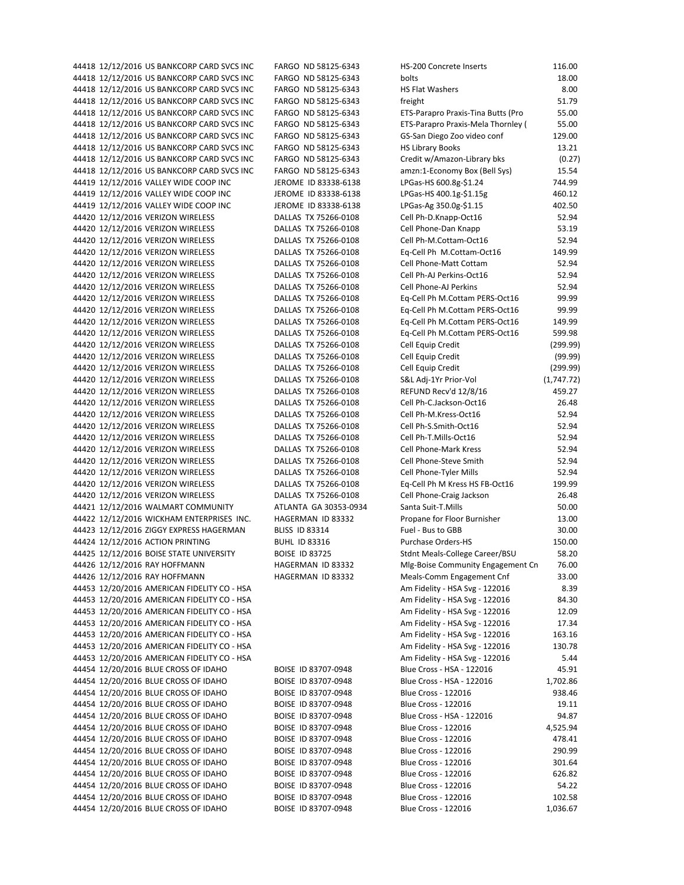| | | | | | |
|---|---|---|---|---|---|
| 44418 | 12/12/2016 | US BANKCORP CARD SVCS INC | FARGO ND 58125-6343 | HS-200 Concrete Inserts | 116.00 |
| 44418 | 12/12/2016 | US BANKCORP CARD SVCS INC | FARGO ND 58125-6343 | bolts | 18.00 |
| 44418 | 12/12/2016 | US BANKCORP CARD SVCS INC | FARGO ND 58125-6343 | HS Flat Washers | 8.00 |
| 44418 | 12/12/2016 | US BANKCORP CARD SVCS INC | FARGO ND 58125-6343 | freight | 51.79 |
| 44418 | 12/12/2016 | US BANKCORP CARD SVCS INC | FARGO ND 58125-6343 | ETS-Parapro Praxis-Tina Butts (Pro | 55.00 |
| 44418 | 12/12/2016 | US BANKCORP CARD SVCS INC | FARGO ND 58125-6343 | ETS-Parapro Praxis-Mela Thornley ( | 55.00 |
| 44418 | 12/12/2016 | US BANKCORP CARD SVCS INC | FARGO ND 58125-6343 | GS-San Diego Zoo video conf | 129.00 |
| 44418 | 12/12/2016 | US BANKCORP CARD SVCS INC | FARGO ND 58125-6343 | HS Library Books | 13.21 |
| 44418 | 12/12/2016 | US BANKCORP CARD SVCS INC | FARGO ND 58125-6343 | Credit w/Amazon-Library bks | (0.27) |
| 44418 | 12/12/2016 | US BANKCORP CARD SVCS INC | FARGO ND 58125-6343 | amzn:1-Economy Box (Bell Sys) | 15.54 |
| 44419 | 12/12/2016 | VALLEY WIDE COOP INC | JEROME ID 83338-6138 | LPGas-HS 600.8g-$1.24 | 744.99 |
| 44419 | 12/12/2016 | VALLEY WIDE COOP INC | JEROME ID 83338-6138 | LPGas-HS 400.1g-$1.15g | 460.12 |
| 44419 | 12/12/2016 | VALLEY WIDE COOP INC | JEROME ID 83338-6138 | LPGas-Ag 350.0g-$1.15 | 402.50 |
| 44420 | 12/12/2016 | VERIZON WIRELESS | DALLAS TX 75266-0108 | Cell Ph-D.Knapp-Oct16 | 52.94 |
| 44420 | 12/12/2016 | VERIZON WIRELESS | DALLAS TX 75266-0108 | Cell Phone-Dan Knapp | 53.19 |
| 44420 | 12/12/2016 | VERIZON WIRELESS | DALLAS TX 75266-0108 | Cell Ph-M.Cottam-Oct16 | 52.94 |
| 44420 | 12/12/2016 | VERIZON WIRELESS | DALLAS TX 75266-0108 | Eq-Cell Ph M.Cottam-Oct16 | 149.99 |
| 44420 | 12/12/2016 | VERIZON WIRELESS | DALLAS TX 75266-0108 | Cell Phone-Matt Cottam | 52.94 |
| 44420 | 12/12/2016 | VERIZON WIRELESS | DALLAS TX 75266-0108 | Cell Ph-AJ Perkins-Oct16 | 52.94 |
| 44420 | 12/12/2016 | VERIZON WIRELESS | DALLAS TX 75266-0108 | Cell Phone-AJ Perkins | 52.94 |
| 44420 | 12/12/2016 | VERIZON WIRELESS | DALLAS TX 75266-0108 | Eq-Cell Ph M.Cottam PERS-Oct16 | 99.99 |
| 44420 | 12/12/2016 | VERIZON WIRELESS | DALLAS TX 75266-0108 | Eq-Cell Ph M.Cottam PERS-Oct16 | 99.99 |
| 44420 | 12/12/2016 | VERIZON WIRELESS | DALLAS TX 75266-0108 | Eq-Cell Ph M.Cottam PERS-Oct16 | 149.99 |
| 44420 | 12/12/2016 | VERIZON WIRELESS | DALLAS TX 75266-0108 | Eq-Cell Ph M.Cottam PERS-Oct16 | 599.98 |
| 44420 | 12/12/2016 | VERIZON WIRELESS | DALLAS TX 75266-0108 | Cell Equip Credit | (299.99) |
| 44420 | 12/12/2016 | VERIZON WIRELESS | DALLAS TX 75266-0108 | Cell Equip Credit | (99.99) |
| 44420 | 12/12/2016 | VERIZON WIRELESS | DALLAS TX 75266-0108 | Cell Equip Credit | (299.99) |
| 44420 | 12/12/2016 | VERIZON WIRELESS | DALLAS TX 75266-0108 | S&L Adj-1Yr Prior-Vol | (1,747.72) |
| 44420 | 12/12/2016 | VERIZON WIRELESS | DALLAS TX 75266-0108 | REFUND Recv'd 12/8/16 | 459.27 |
| 44420 | 12/12/2016 | VERIZON WIRELESS | DALLAS TX 75266-0108 | Cell Ph-C.Jackson-Oct16 | 26.48 |
| 44420 | 12/12/2016 | VERIZON WIRELESS | DALLAS TX 75266-0108 | Cell Ph-M.Kress-Oct16 | 52.94 |
| 44420 | 12/12/2016 | VERIZON WIRELESS | DALLAS TX 75266-0108 | Cell Ph-S.Smith-Oct16 | 52.94 |
| 44420 | 12/12/2016 | VERIZON WIRELESS | DALLAS TX 75266-0108 | Cell Ph-T.Mills-Oct16 | 52.94 |
| 44420 | 12/12/2016 | VERIZON WIRELESS | DALLAS TX 75266-0108 | Cell Phone-Mark Kress | 52.94 |
| 44420 | 12/12/2016 | VERIZON WIRELESS | DALLAS TX 75266-0108 | Cell Phone-Steve Smith | 52.94 |
| 44420 | 12/12/2016 | VERIZON WIRELESS | DALLAS TX 75266-0108 | Cell Phone-Tyler Mills | 52.94 |
| 44420 | 12/12/2016 | VERIZON WIRELESS | DALLAS TX 75266-0108 | Eq-Cell Ph M Kress HS FB-Oct16 | 199.99 |
| 44420 | 12/12/2016 | VERIZON WIRELESS | DALLAS TX 75266-0108 | Cell Phone-Craig Jackson | 26.48 |
| 44421 | 12/12/2016 | WALMART COMMUNITY | ATLANTA GA 30353-0934 | Santa Suit-T.Mills | 50.00 |
| 44422 | 12/12/2016 | WICKHAM ENTERPRISES INC. | HAGERMAN ID 83332 | Propane for Floor Burnisher | 13.00 |
| 44423 | 12/12/2016 | ZIGGY EXPRESS HAGERMAN | BLISS ID 83314 | Fuel - Bus to GBB | 30.00 |
| 44424 | 12/12/2016 | ACTION PRINTING | BUHL ID 83316 | Purchase Orders-HS | 150.00 |
| 44425 | 12/12/2016 | BOISE STATE UNIVERSITY | BOISE ID 83725 | Stdnt Meals-College Career/BSU | 58.20 |
| 44426 | 12/12/2016 | RAY HOFFMANN | HAGERMAN ID 83332 | Mlg-Boise Community Engagement Cn | 76.00 |
| 44426 | 12/12/2016 | RAY HOFFMANN | HAGERMAN ID 83332 | Meals-Comm Engagement Cnf | 33.00 |
| 44453 | 12/20/2016 | AMERICAN FIDELITY CO - HSA | | Am Fidelity - HSA Svg - 122016 | 8.39 |
| 44453 | 12/20/2016 | AMERICAN FIDELITY CO - HSA | | Am Fidelity - HSA Svg - 122016 | 84.30 |
| 44453 | 12/20/2016 | AMERICAN FIDELITY CO - HSA | | Am Fidelity - HSA Svg - 122016 | 12.09 |
| 44453 | 12/20/2016 | AMERICAN FIDELITY CO - HSA | | Am Fidelity - HSA Svg - 122016 | 17.34 |
| 44453 | 12/20/2016 | AMERICAN FIDELITY CO - HSA | | Am Fidelity - HSA Svg - 122016 | 163.16 |
| 44453 | 12/20/2016 | AMERICAN FIDELITY CO - HSA | | Am Fidelity - HSA Svg - 122016 | 130.78 |
| 44453 | 12/20/2016 | AMERICAN FIDELITY CO - HSA | | Am Fidelity - HSA Svg - 122016 | 5.44 |
| 44454 | 12/20/2016 | BLUE CROSS OF IDAHO | BOISE ID 83707-0948 | Blue Cross - HSA - 122016 | 45.91 |
| 44454 | 12/20/2016 | BLUE CROSS OF IDAHO | BOISE ID 83707-0948 | Blue Cross - HSA - 122016 | 1,702.86 |
| 44454 | 12/20/2016 | BLUE CROSS OF IDAHO | BOISE ID 83707-0948 | Blue Cross - 122016 | 938.46 |
| 44454 | 12/20/2016 | BLUE CROSS OF IDAHO | BOISE ID 83707-0948 | Blue Cross - 122016 | 19.11 |
| 44454 | 12/20/2016 | BLUE CROSS OF IDAHO | BOISE ID 83707-0948 | Blue Cross - HSA - 122016 | 94.87 |
| 44454 | 12/20/2016 | BLUE CROSS OF IDAHO | BOISE ID 83707-0948 | Blue Cross - 122016 | 4,525.94 |
| 44454 | 12/20/2016 | BLUE CROSS OF IDAHO | BOISE ID 83707-0948 | Blue Cross - 122016 | 478.41 |
| 44454 | 12/20/2016 | BLUE CROSS OF IDAHO | BOISE ID 83707-0948 | Blue Cross - 122016 | 290.99 |
| 44454 | 12/20/2016 | BLUE CROSS OF IDAHO | BOISE ID 83707-0948 | Blue Cross - 122016 | 301.64 |
| 44454 | 12/20/2016 | BLUE CROSS OF IDAHO | BOISE ID 83707-0948 | Blue Cross - 122016 | 626.82 |
| 44454 | 12/20/2016 | BLUE CROSS OF IDAHO | BOISE ID 83707-0948 | Blue Cross - 122016 | 54.22 |
| 44454 | 12/20/2016 | BLUE CROSS OF IDAHO | BOISE ID 83707-0948 | Blue Cross - 122016 | 102.58 |
| 44454 | 12/20/2016 | BLUE CROSS OF IDAHO | BOISE ID 83707-0948 | Blue Cross - 122016 | 1,036.67 |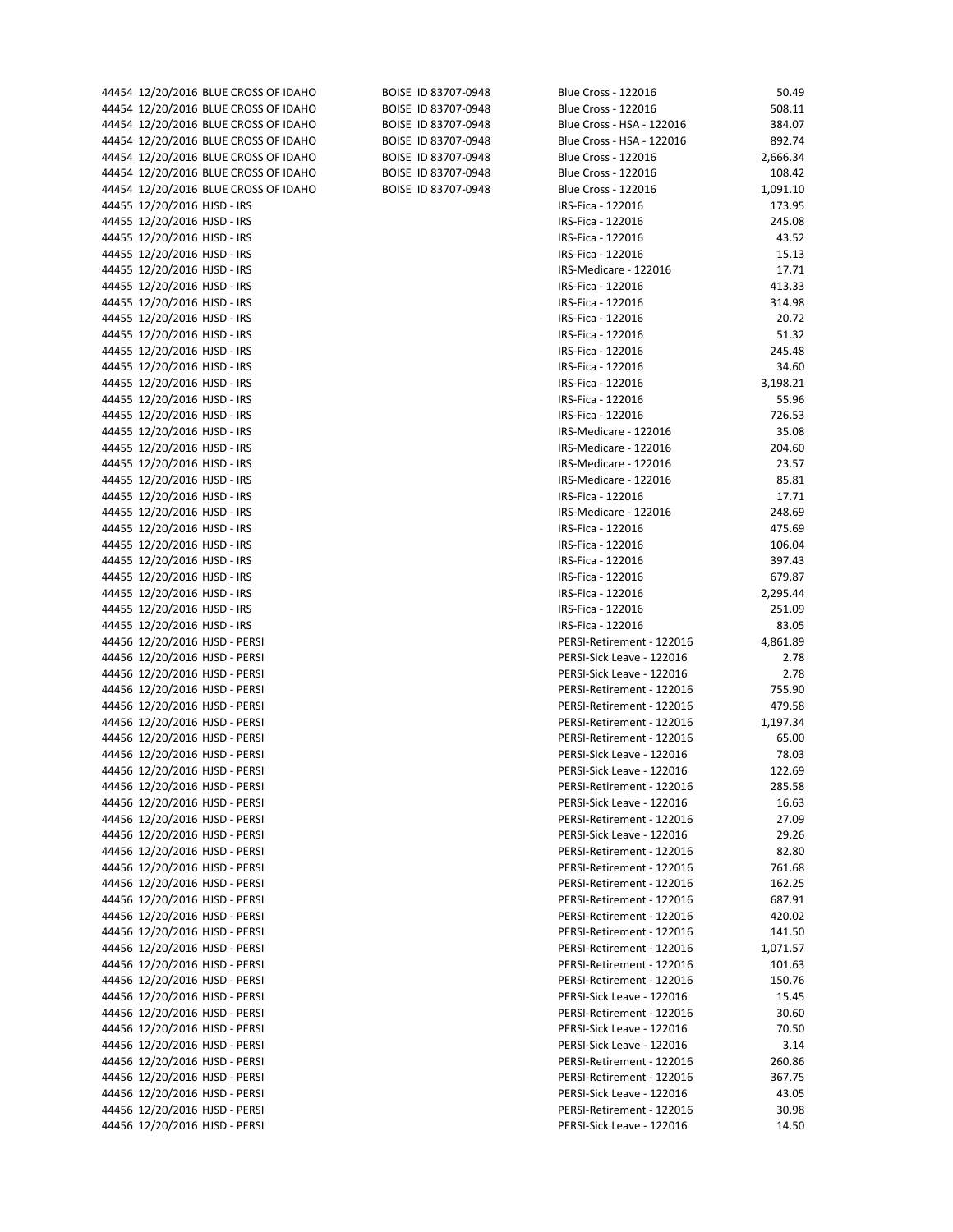| | | | | | |
|---|---|---|---|---|---|
| 44454 | 12/20/2016 | BLUE CROSS OF IDAHO | BOISE ID 83707-0948 | Blue Cross - 122016 | 50.49 |
| 44454 | 12/20/2016 | BLUE CROSS OF IDAHO | BOISE ID 83707-0948 | Blue Cross - 122016 | 508.11 |
| 44454 | 12/20/2016 | BLUE CROSS OF IDAHO | BOISE ID 83707-0948 | Blue Cross - HSA - 122016 | 384.07 |
| 44454 | 12/20/2016 | BLUE CROSS OF IDAHO | BOISE ID 83707-0948 | Blue Cross - HSA - 122016 | 892.74 |
| 44454 | 12/20/2016 | BLUE CROSS OF IDAHO | BOISE ID 83707-0948 | Blue Cross - 122016 | 2,666.34 |
| 44454 | 12/20/2016 | BLUE CROSS OF IDAHO | BOISE ID 83707-0948 | Blue Cross - 122016 | 108.42 |
| 44454 | 12/20/2016 | BLUE CROSS OF IDAHO | BOISE ID 83707-0948 | Blue Cross - 122016 | 1,091.10 |
| 44455 | 12/20/2016 | HJSD - IRS | | IRS-Fica - 122016 | 173.95 |
| 44455 | 12/20/2016 | HJSD - IRS | | IRS-Fica - 122016 | 245.08 |
| 44455 | 12/20/2016 | HJSD - IRS | | IRS-Fica - 122016 | 43.52 |
| 44455 | 12/20/2016 | HJSD - IRS | | IRS-Fica - 122016 | 15.13 |
| 44455 | 12/20/2016 | HJSD - IRS | | IRS-Medicare - 122016 | 17.71 |
| 44455 | 12/20/2016 | HJSD - IRS | | IRS-Fica - 122016 | 413.33 |
| 44455 | 12/20/2016 | HJSD - IRS | | IRS-Fica - 122016 | 314.98 |
| 44455 | 12/20/2016 | HJSD - IRS | | IRS-Fica - 122016 | 20.72 |
| 44455 | 12/20/2016 | HJSD - IRS | | IRS-Fica - 122016 | 51.32 |
| 44455 | 12/20/2016 | HJSD - IRS | | IRS-Fica - 122016 | 245.48 |
| 44455 | 12/20/2016 | HJSD - IRS | | IRS-Fica - 122016 | 34.60 |
| 44455 | 12/20/2016 | HJSD - IRS | | IRS-Fica - 122016 | 3,198.21 |
| 44455 | 12/20/2016 | HJSD - IRS | | IRS-Fica - 122016 | 55.96 |
| 44455 | 12/20/2016 | HJSD - IRS | | IRS-Fica - 122016 | 726.53 |
| 44455 | 12/20/2016 | HJSD - IRS | | IRS-Medicare - 122016 | 35.08 |
| 44455 | 12/20/2016 | HJSD - IRS | | IRS-Medicare - 122016 | 204.60 |
| 44455 | 12/20/2016 | HJSD - IRS | | IRS-Medicare - 122016 | 23.57 |
| 44455 | 12/20/2016 | HJSD - IRS | | IRS-Medicare - 122016 | 85.81 |
| 44455 | 12/20/2016 | HJSD - IRS | | IRS-Fica - 122016 | 17.71 |
| 44455 | 12/20/2016 | HJSD - IRS | | IRS-Medicare - 122016 | 248.69 |
| 44455 | 12/20/2016 | HJSD - IRS | | IRS-Fica - 122016 | 475.69 |
| 44455 | 12/20/2016 | HJSD - IRS | | IRS-Fica - 122016 | 106.04 |
| 44455 | 12/20/2016 | HJSD - IRS | | IRS-Fica - 122016 | 397.43 |
| 44455 | 12/20/2016 | HJSD - IRS | | IRS-Fica - 122016 | 679.87 |
| 44455 | 12/20/2016 | HJSD - IRS | | IRS-Fica - 122016 | 2,295.44 |
| 44455 | 12/20/2016 | HJSD - IRS | | IRS-Fica - 122016 | 251.09 |
| 44455 | 12/20/2016 | HJSD - IRS | | IRS-Fica - 122016 | 83.05 |
| 44456 | 12/20/2016 | HJSD - PERSI | | PERSI-Retirement - 122016 | 4,861.89 |
| 44456 | 12/20/2016 | HJSD - PERSI | | PERSI-Sick Leave - 122016 | 2.78 |
| 44456 | 12/20/2016 | HJSD - PERSI | | PERSI-Sick Leave - 122016 | 2.78 |
| 44456 | 12/20/2016 | HJSD - PERSI | | PERSI-Retirement - 122016 | 755.90 |
| 44456 | 12/20/2016 | HJSD - PERSI | | PERSI-Retirement - 122016 | 479.58 |
| 44456 | 12/20/2016 | HJSD - PERSI | | PERSI-Retirement - 122016 | 1,197.34 |
| 44456 | 12/20/2016 | HJSD - PERSI | | PERSI-Retirement - 122016 | 65.00 |
| 44456 | 12/20/2016 | HJSD - PERSI | | PERSI-Sick Leave - 122016 | 78.03 |
| 44456 | 12/20/2016 | HJSD - PERSI | | PERSI-Sick Leave - 122016 | 122.69 |
| 44456 | 12/20/2016 | HJSD - PERSI | | PERSI-Retirement - 122016 | 285.58 |
| 44456 | 12/20/2016 | HJSD - PERSI | | PERSI-Sick Leave - 122016 | 16.63 |
| 44456 | 12/20/2016 | HJSD - PERSI | | PERSI-Retirement - 122016 | 27.09 |
| 44456 | 12/20/2016 | HJSD - PERSI | | PERSI-Sick Leave - 122016 | 29.26 |
| 44456 | 12/20/2016 | HJSD - PERSI | | PERSI-Retirement - 122016 | 82.80 |
| 44456 | 12/20/2016 | HJSD - PERSI | | PERSI-Retirement - 122016 | 761.68 |
| 44456 | 12/20/2016 | HJSD - PERSI | | PERSI-Retirement - 122016 | 162.25 |
| 44456 | 12/20/2016 | HJSD - PERSI | | PERSI-Retirement - 122016 | 687.91 |
| 44456 | 12/20/2016 | HJSD - PERSI | | PERSI-Retirement - 122016 | 420.02 |
| 44456 | 12/20/2016 | HJSD - PERSI | | PERSI-Retirement - 122016 | 141.50 |
| 44456 | 12/20/2016 | HJSD - PERSI | | PERSI-Retirement - 122016 | 1,071.57 |
| 44456 | 12/20/2016 | HJSD - PERSI | | PERSI-Retirement - 122016 | 101.63 |
| 44456 | 12/20/2016 | HJSD - PERSI | | PERSI-Retirement - 122016 | 150.76 |
| 44456 | 12/20/2016 | HJSD - PERSI | | PERSI-Sick Leave - 122016 | 15.45 |
| 44456 | 12/20/2016 | HJSD - PERSI | | PERSI-Retirement - 122016 | 30.60 |
| 44456 | 12/20/2016 | HJSD - PERSI | | PERSI-Sick Leave - 122016 | 70.50 |
| 44456 | 12/20/2016 | HJSD - PERSI | | PERSI-Sick Leave - 122016 | 3.14 |
| 44456 | 12/20/2016 | HJSD - PERSI | | PERSI-Retirement - 122016 | 260.86 |
| 44456 | 12/20/2016 | HJSD - PERSI | | PERSI-Retirement - 122016 | 367.75 |
| 44456 | 12/20/2016 | HJSD - PERSI | | PERSI-Sick Leave - 122016 | 43.05 |
| 44456 | 12/20/2016 | HJSD - PERSI | | PERSI-Retirement - 122016 | 30.98 |
| 44456 | 12/20/2016 | HJSD - PERSI | | PERSI-Sick Leave - 122016 | 14.50 |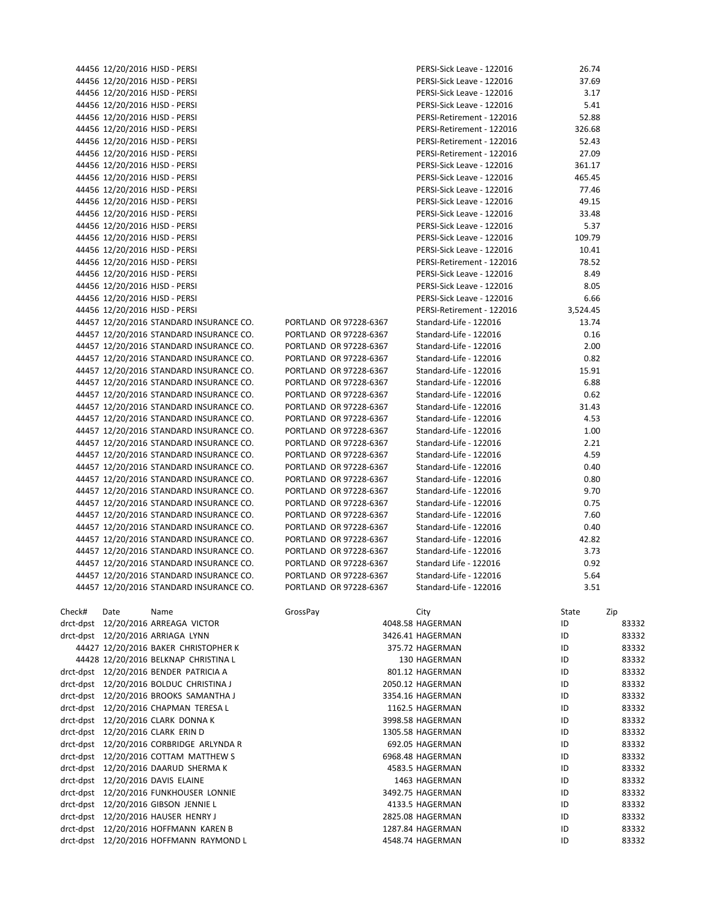| | | | | | |
|---|---|---|---|---|---|
| 44456 | 12/20/2016 | HJSD - PERSI | | PERSI-Sick Leave - 122016 | 26.74 |
| 44456 | 12/20/2016 | HJSD - PERSI | | PERSI-Sick Leave - 122016 | 37.69 |
| 44456 | 12/20/2016 | HJSD - PERSI | | PERSI-Sick Leave - 122016 | 3.17 |
| 44456 | 12/20/2016 | HJSD - PERSI | | PERSI-Sick Leave - 122016 | 5.41 |
| 44456 | 12/20/2016 | HJSD - PERSI | | PERSI-Retirement - 122016 | 52.88 |
| 44456 | 12/20/2016 | HJSD - PERSI | | PERSI-Retirement - 122016 | 326.68 |
| 44456 | 12/20/2016 | HJSD - PERSI | | PERSI-Retirement - 122016 | 52.43 |
| 44456 | 12/20/2016 | HJSD - PERSI | | PERSI-Retirement - 122016 | 27.09 |
| 44456 | 12/20/2016 | HJSD - PERSI | | PERSI-Sick Leave - 122016 | 361.17 |
| 44456 | 12/20/2016 | HJSD - PERSI | | PERSI-Sick Leave - 122016 | 465.45 |
| 44456 | 12/20/2016 | HJSD - PERSI | | PERSI-Sick Leave - 122016 | 77.46 |
| 44456 | 12/20/2016 | HJSD - PERSI | | PERSI-Sick Leave - 122016 | 49.15 |
| 44456 | 12/20/2016 | HJSD - PERSI | | PERSI-Sick Leave - 122016 | 33.48 |
| 44456 | 12/20/2016 | HJSD - PERSI | | PERSI-Sick Leave - 122016 | 5.37 |
| 44456 | 12/20/2016 | HJSD - PERSI | | PERSI-Sick Leave - 122016 | 109.79 |
| 44456 | 12/20/2016 | HJSD - PERSI | | PERSI-Sick Leave - 122016 | 10.41 |
| 44456 | 12/20/2016 | HJSD - PERSI | | PERSI-Retirement - 122016 | 78.52 |
| 44456 | 12/20/2016 | HJSD - PERSI | | PERSI-Sick Leave - 122016 | 8.49 |
| 44456 | 12/20/2016 | HJSD - PERSI | | PERSI-Sick Leave - 122016 | 8.05 |
| 44456 | 12/20/2016 | HJSD - PERSI | | PERSI-Sick Leave - 122016 | 6.66 |
| 44456 | 12/20/2016 | HJSD - PERSI | | PERSI-Retirement - 122016 | 3,524.45 |
| 44457 | 12/20/2016 | STANDARD INSURANCE CO. | PORTLAND OR 97228-6367 | Standard-Life - 122016 | 13.74 |
| 44457 | 12/20/2016 | STANDARD INSURANCE CO. | PORTLAND OR 97228-6367 | Standard-Life - 122016 | 0.16 |
| 44457 | 12/20/2016 | STANDARD INSURANCE CO. | PORTLAND OR 97228-6367 | Standard-Life - 122016 | 2.00 |
| 44457 | 12/20/2016 | STANDARD INSURANCE CO. | PORTLAND OR 97228-6367 | Standard-Life - 122016 | 0.82 |
| 44457 | 12/20/2016 | STANDARD INSURANCE CO. | PORTLAND OR 97228-6367 | Standard-Life - 122016 | 15.91 |
| 44457 | 12/20/2016 | STANDARD INSURANCE CO. | PORTLAND OR 97228-6367 | Standard-Life - 122016 | 6.88 |
| 44457 | 12/20/2016 | STANDARD INSURANCE CO. | PORTLAND OR 97228-6367 | Standard-Life - 122016 | 0.62 |
| 44457 | 12/20/2016 | STANDARD INSURANCE CO. | PORTLAND OR 97228-6367 | Standard-Life - 122016 | 31.43 |
| 44457 | 12/20/2016 | STANDARD INSURANCE CO. | PORTLAND OR 97228-6367 | Standard-Life - 122016 | 4.53 |
| 44457 | 12/20/2016 | STANDARD INSURANCE CO. | PORTLAND OR 97228-6367 | Standard-Life - 122016 | 1.00 |
| 44457 | 12/20/2016 | STANDARD INSURANCE CO. | PORTLAND OR 97228-6367 | Standard-Life - 122016 | 2.21 |
| 44457 | 12/20/2016 | STANDARD INSURANCE CO. | PORTLAND OR 97228-6367 | Standard-Life - 122016 | 4.59 |
| 44457 | 12/20/2016 | STANDARD INSURANCE CO. | PORTLAND OR 97228-6367 | Standard-Life - 122016 | 0.40 |
| 44457 | 12/20/2016 | STANDARD INSURANCE CO. | PORTLAND OR 97228-6367 | Standard-Life - 122016 | 0.80 |
| 44457 | 12/20/2016 | STANDARD INSURANCE CO. | PORTLAND OR 97228-6367 | Standard-Life - 122016 | 9.70 |
| 44457 | 12/20/2016 | STANDARD INSURANCE CO. | PORTLAND OR 97228-6367 | Standard-Life - 122016 | 0.75 |
| 44457 | 12/20/2016 | STANDARD INSURANCE CO. | PORTLAND OR 97228-6367 | Standard-Life - 122016 | 7.60 |
| 44457 | 12/20/2016 | STANDARD INSURANCE CO. | PORTLAND OR 97228-6367 | Standard-Life - 122016 | 0.40 |
| 44457 | 12/20/2016 | STANDARD INSURANCE CO. | PORTLAND OR 97228-6367 | Standard-Life - 122016 | 42.82 |
| 44457 | 12/20/2016 | STANDARD INSURANCE CO. | PORTLAND OR 97228-6367 | Standard-Life - 122016 | 3.73 |
| 44457 | 12/20/2016 | STANDARD INSURANCE CO. | PORTLAND OR 97228-6367 | Standard Life - 122016 | 0.92 |
| 44457 | 12/20/2016 | STANDARD INSURANCE CO. | PORTLAND OR 97228-6367 | Standard-Life - 122016 | 5.64 |
| 44457 | 12/20/2016 | STANDARD INSURANCE CO. | PORTLAND OR 97228-6367 | Standard-Life - 122016 | 3.51 |

| Check# | Date | Name | GrossPay | City | State | Zip |
|---|---|---|---|---|---|---|
| drct-dpst | 12/20/2016 | ARREAGA VICTOR | 4048.58 | HAGERMAN | ID | 83332 |
| drct-dpst | 12/20/2016 | ARRIAGA LYNN | 3426.41 | HAGERMAN | ID | 83332 |
| 44427 | 12/20/2016 | BAKER CHRISTOPHER K | 375.72 | HAGERMAN | ID | 83332 |
| 44428 | 12/20/2016 | BELKNAP CHRISTINA L | 130 | HAGERMAN | ID | 83332 |
| drct-dpst | 12/20/2016 | BENDER PATRICIA A | 801.12 | HAGERMAN | ID | 83332 |
| drct-dpst | 12/20/2016 | BOLDUC CHRISTINA J | 2050.12 | HAGERMAN | ID | 83332 |
| drct-dpst | 12/20/2016 | BROOKS SAMANTHA J | 3354.16 | HAGERMAN | ID | 83332 |
| drct-dpst | 12/20/2016 | CHAPMAN TERESA L | 1162.5 | HAGERMAN | ID | 83332 |
| drct-dpst | 12/20/2016 | CLARK DONNA K | 3998.58 | HAGERMAN | ID | 83332 |
| drct-dpst | 12/20/2016 | CLARK ERIN D | 1305.58 | HAGERMAN | ID | 83332 |
| drct-dpst | 12/20/2016 | CORBRIDGE ARLYNDA R | 692.05 | HAGERMAN | ID | 83332 |
| drct-dpst | 12/20/2016 | COTTAM MATTHEW S | 6968.48 | HAGERMAN | ID | 83332 |
| drct-dpst | 12/20/2016 | DAARUD SHERMA K | 4583.5 | HAGERMAN | ID | 83332 |
| drct-dpst | 12/20/2016 | DAVIS ELAINE | 1463 | HAGERMAN | ID | 83332 |
| drct-dpst | 12/20/2016 | FUNKHOUSER LONNIE | 3492.75 | HAGERMAN | ID | 83332 |
| drct-dpst | 12/20/2016 | GIBSON JENNIE L | 4133.5 | HAGERMAN | ID | 83332 |
| drct-dpst | 12/20/2016 | HAUSER HENRY J | 2825.08 | HAGERMAN | ID | 83332 |
| drct-dpst | 12/20/2016 | HOFFMANN KAREN B | 1287.84 | HAGERMAN | ID | 83332 |
| drct-dpst | 12/20/2016 | HOFFMANN RAYMOND L | 4548.74 | HAGERMAN | ID | 83332 |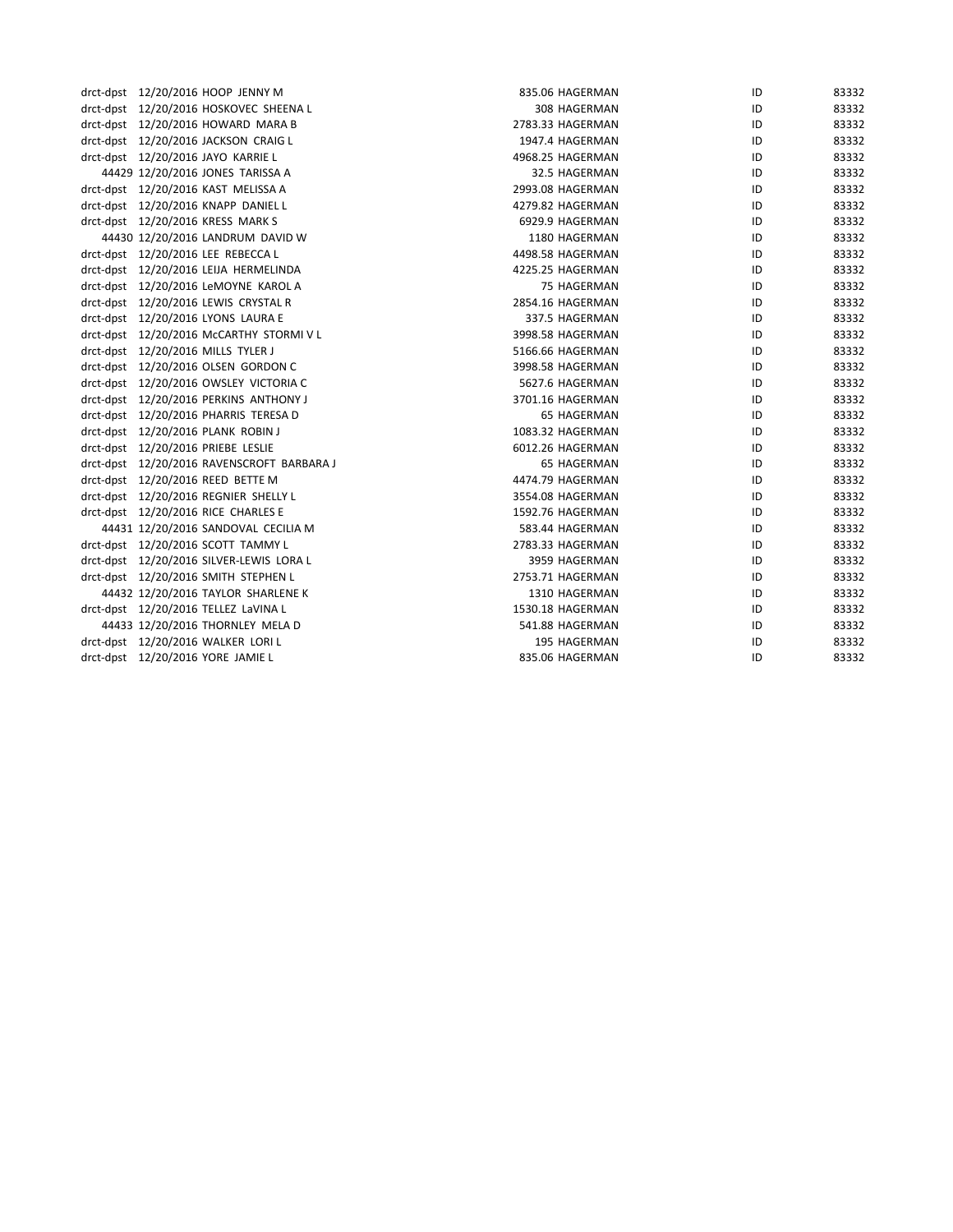| | | | | | | |
|---|---|---|---|---|---|---|
| drct-dpst | 12/20/2016 | HOOP JENNY M | 835.06 | HAGERMAN | ID | 83332 |
| drct-dpst | 12/20/2016 | HOSKOVEC SHEENA L | 308 | HAGERMAN | ID | 83332 |
| drct-dpst | 12/20/2016 | HOWARD MARA B | 2783.33 | HAGERMAN | ID | 83332 |
| drct-dpst | 12/20/2016 | JACKSON CRAIG L | 1947.4 | HAGERMAN | ID | 83332 |
| drct-dpst | 12/20/2016 | JAYO KARRIE L | 4968.25 | HAGERMAN | ID | 83332 |
| 44429 | 12/20/2016 | JONES TARISSA A | 32.5 | HAGERMAN | ID | 83332 |
| drct-dpst | 12/20/2016 | KAST MELISSA A | 2993.08 | HAGERMAN | ID | 83332 |
| drct-dpst | 12/20/2016 | KNAPP DANIEL L | 4279.82 | HAGERMAN | ID | 83332 |
| drct-dpst | 12/20/2016 | KRESS MARK S | 6929.9 | HAGERMAN | ID | 83332 |
| 44430 | 12/20/2016 | LANDRUM DAVID W | 1180 | HAGERMAN | ID | 83332 |
| drct-dpst | 12/20/2016 | LEE REBECCA L | 4498.58 | HAGERMAN | ID | 83332 |
| drct-dpst | 12/20/2016 | LEIJA HERMELINDA | 4225.25 | HAGERMAN | ID | 83332 |
| drct-dpst | 12/20/2016 | LeMOYNE KAROL A | 75 | HAGERMAN | ID | 83332 |
| drct-dpst | 12/20/2016 | LEWIS CRYSTAL R | 2854.16 | HAGERMAN | ID | 83332 |
| drct-dpst | 12/20/2016 | LYONS LAURA E | 337.5 | HAGERMAN | ID | 83332 |
| drct-dpst | 12/20/2016 | McCARTHY STORMI V L | 3998.58 | HAGERMAN | ID | 83332 |
| drct-dpst | 12/20/2016 | MILLS TYLER J | 5166.66 | HAGERMAN | ID | 83332 |
| drct-dpst | 12/20/2016 | OLSEN GORDON C | 3998.58 | HAGERMAN | ID | 83332 |
| drct-dpst | 12/20/2016 | OWSLEY VICTORIA C | 5627.6 | HAGERMAN | ID | 83332 |
| drct-dpst | 12/20/2016 | PERKINS ANTHONY J | 3701.16 | HAGERMAN | ID | 83332 |
| drct-dpst | 12/20/2016 | PHARRIS TERESA D | 65 | HAGERMAN | ID | 83332 |
| drct-dpst | 12/20/2016 | PLANK ROBIN J | 1083.32 | HAGERMAN | ID | 83332 |
| drct-dpst | 12/20/2016 | PRIEBE LESLIE | 6012.26 | HAGERMAN | ID | 83332 |
| drct-dpst | 12/20/2016 | RAVENSCROFT BARBARA J | 65 | HAGERMAN | ID | 83332 |
| drct-dpst | 12/20/2016 | REED BETTE M | 4474.79 | HAGERMAN | ID | 83332 |
| drct-dpst | 12/20/2016 | REGNIER SHELLY L | 3554.08 | HAGERMAN | ID | 83332 |
| drct-dpst | 12/20/2016 | RICE CHARLES E | 1592.76 | HAGERMAN | ID | 83332 |
| 44431 | 12/20/2016 | SANDOVAL CECILIA M | 583.44 | HAGERMAN | ID | 83332 |
| drct-dpst | 12/20/2016 | SCOTT TAMMY L | 2783.33 | HAGERMAN | ID | 83332 |
| drct-dpst | 12/20/2016 | SILVER-LEWIS LORA L | 3959 | HAGERMAN | ID | 83332 |
| drct-dpst | 12/20/2016 | SMITH STEPHEN L | 2753.71 | HAGERMAN | ID | 83332 |
| 44432 | 12/20/2016 | TAYLOR SHARLENE K | 1310 | HAGERMAN | ID | 83332 |
| drct-dpst | 12/20/2016 | TELLEZ LaVINA L | 1530.18 | HAGERMAN | ID | 83332 |
| 44433 | 12/20/2016 | THORNLEY MELA D | 541.88 | HAGERMAN | ID | 83332 |
| drct-dpst | 12/20/2016 | WALKER LORI L | 195 | HAGERMAN | ID | 83332 |
| drct-dpst | 12/20/2016 | YORE JAMIE L | 835.06 | HAGERMAN | ID | 83332 |